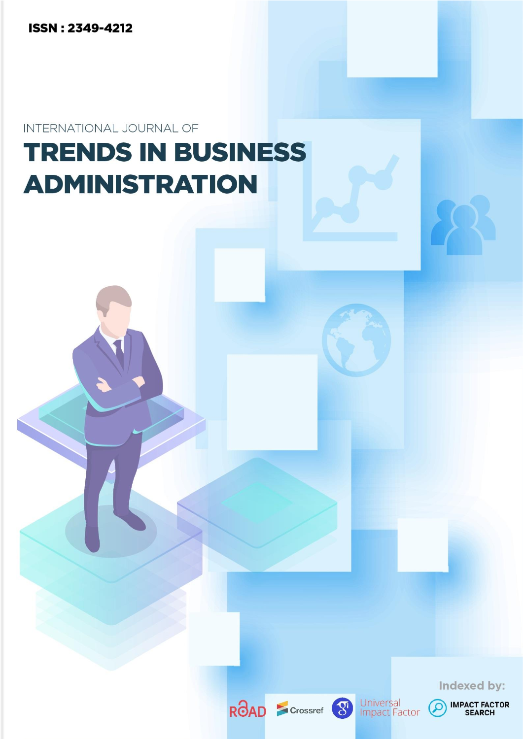ISSN : 2349-4212

INTERNATIONAL JOURNAL OF

# TRENDS IN BUSINESS ADMINISTRATION

Indexed by:

ROAD Crossref Universal Impact Factor IMPACT FACTOR SEARCH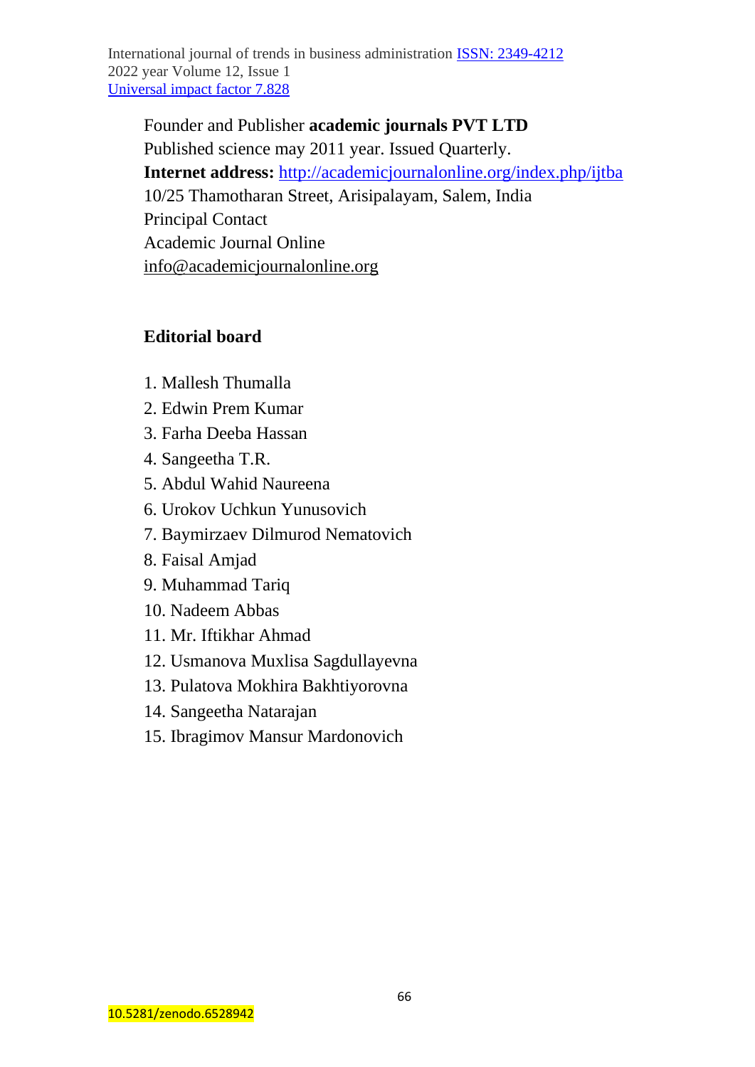Founder and Publisher **academic journals PVT LTD**
Published science may 2011 year. Issued Quarterly.
**Internet address:** http://academicjournalonline.org/index.php/ijtba
10/25 Thamotharan Street, Arisipalayam, Salem, India
Principal Contact
Academic Journal Online
info@academicjournalonline.org

## Editorial board

1. Mallesh Thumalla
2. Edwin Prem Kumar
3. Farha Deeba Hassan
4. Sangeetha T.R.
5. Abdul Wahid Naureena
6. Urokov Uchkun Yunusovich
7. Baymirzaev Dilmurod Nematovich
8. Faisal Amjad
9. Muhammad Tariq
10. Nadeem Abbas
11. Mr. Iftikhar Ahmad
12. Usmanova Muxlisa Sagdullayevna
13. Pulatova Mokhira Bakhtiyorovna
14. Sangeetha Natarajan
15. Ibragimov Mansur Mardonovich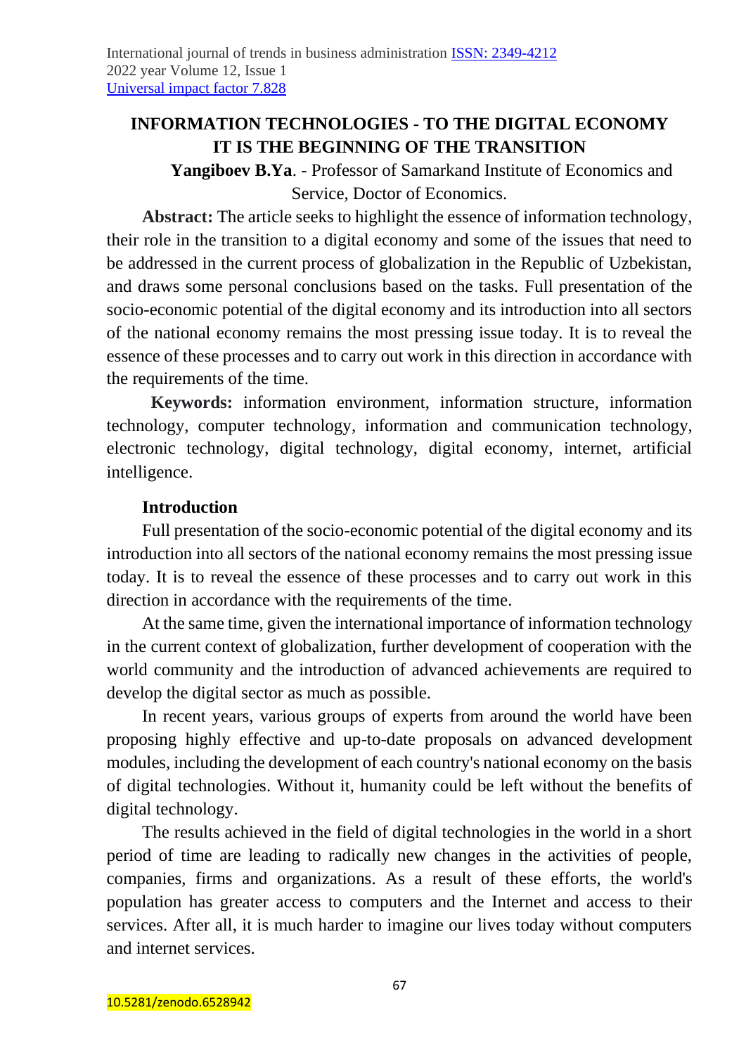# INFORMATION TECHNOLOGIES - TO THE DIGITAL ECONOMY IT IS THE BEGINNING OF THE TRANSITION

**Yangiboev B.Ya**. - Professor of Samarkand Institute of Economics and Service, Doctor of Economics.

**Abstract:** The article seeks to highlight the essence of information technology, their role in the transition to a digital economy and some of the issues that need to be addressed in the current process of globalization in the Republic of Uzbekistan, and draws some personal conclusions based on the tasks. Full presentation of the socio-economic potential of the digital economy and its introduction into all sectors of the national economy remains the most pressing issue today. It is to reveal the essence of these processes and to carry out work in this direction in accordance with the requirements of the time.

**Keywords:** information environment, information structure, information technology, computer technology, information and communication technology, electronic technology, digital technology, digital economy, internet, artificial intelligence.

## Introduction

Full presentation of the socio-economic potential of the digital economy and its introduction into all sectors of the national economy remains the most pressing issue today. It is to reveal the essence of these processes and to carry out work in this direction in accordance with the requirements of the time.

At the same time, given the international importance of information technology in the current context of globalization, further development of cooperation with the world community and the introduction of advanced achievements are required to develop the digital sector as much as possible.

In recent years, various groups of experts from around the world have been proposing highly effective and up-to-date proposals on advanced development modules, including the development of each country's national economy on the basis of digital technologies. Without it, humanity could be left without the benefits of digital technology.

The results achieved in the field of digital technologies in the world in a short period of time are leading to radically new changes in the activities of people, companies, firms and organizations. As a result of these efforts, the world's population has greater access to computers and the Internet and access to their services. After all, it is much harder to imagine our lives today without computers and internet services.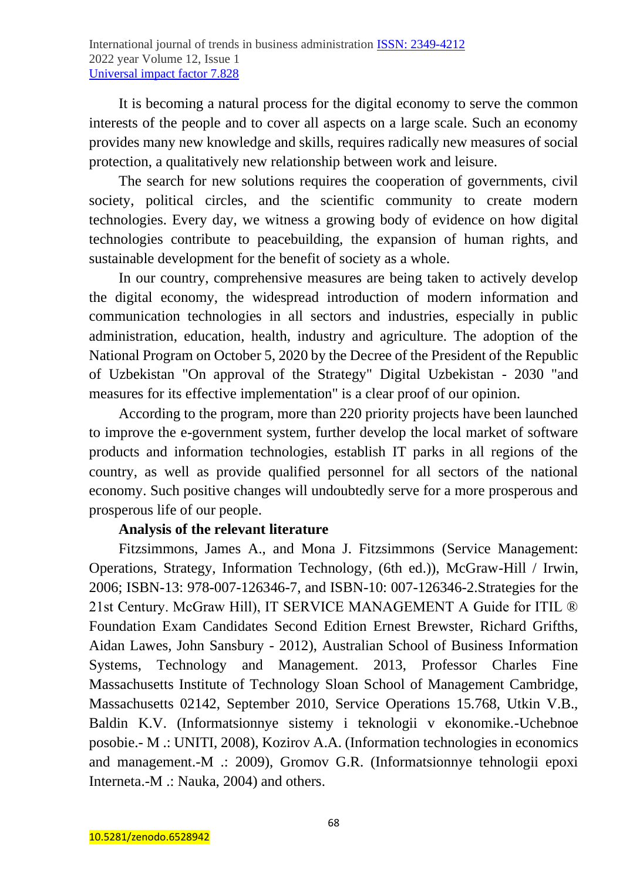It is becoming a natural process for the digital economy to serve the common interests of the people and to cover all aspects on a large scale. Such an economy provides many new knowledge and skills, requires radically new measures of social protection, a qualitatively new relationship between work and leisure.

The search for new solutions requires the cooperation of governments, civil society, political circles, and the scientific community to create modern technologies. Every day, we witness a growing body of evidence on how digital technologies contribute to peacebuilding, the expansion of human rights, and sustainable development for the benefit of society as a whole.

In our country, comprehensive measures are being taken to actively develop the digital economy, the widespread introduction of modern information and communication technologies in all sectors and industries, especially in public administration, education, health, industry and agriculture. The adoption of the National Program on October 5, 2020 by the Decree of the President of the Republic of Uzbekistan "On approval of the Strategy" Digital Uzbekistan - 2030 "and measures for its effective implementation" is a clear proof of our opinion.

According to the program, more than 220 priority projects have been launched to improve the e-government system, further develop the local market of software products and information technologies, establish IT parks in all regions of the country, as well as provide qualified personnel for all sectors of the national economy. Such positive changes will undoubtedly serve for a more prosperous and prosperous life of our people.

**Analysis of the relevant literature**

Fitzsimmons, James A., and Mona J. Fitzsimmons (Service Management: Operations, Strategy, Information Technology, (6th ed.)), McGraw-Hill / Irwin, 2006; ISBN-13: 978-007-126346-7, and ISBN-10: 007-126346-2.Strategies for the 21st Century. McGraw Hill), IT SERVICE MANAGEMENT A Guide for ITIL ® Foundation Exam Candidates Second Edition Ernest Brewster, Richard Grifths, Aidan Lawes, John Sansbury - 2012), Australian School of Business Information Systems, Technology and Management. 2013, Professor Charles Fine Massachusetts Institute of Technology Sloan School of Management Cambridge, Massachusetts 02142, September 2010, Service Operations 15.768, Utkin V.B., Baldin K.V. (Informatsionnye sistemy i teknologii v ekonomike.-Uchebnoe posobie.- M .: UNITI, 2008), Kozirov A.A. (Information technologies in economics and management.-M .: 2009), Gromov G.R. (Informatsionnye tehnologii epoxi Interneta.-M .: Nauka, 2004) and others.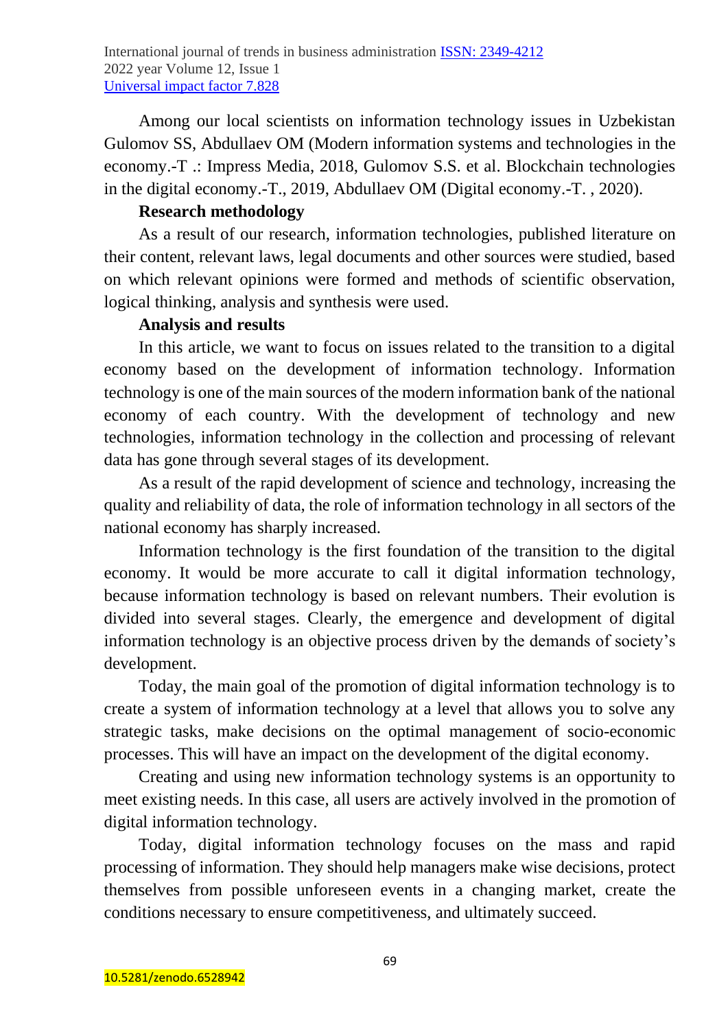Among our local scientists on information technology issues in Uzbekistan Gulomov SS, Abdullaev OM (Modern information systems and technologies in the economy.-T .: Impress Media, 2018, Gulomov S.S. et al. Blockchain technologies in the digital economy.-T., 2019, Abdullaev OM (Digital economy.-T. , 2020).

**Research methodology**

As a result of our research, information technologies, published literature on their content, relevant laws, legal documents and other sources were studied, based on which relevant opinions were formed and methods of scientific observation, logical thinking, analysis and synthesis were used.

**Analysis and results**

In this article, we want to focus on issues related to the transition to a digital economy based on the development of information technology. Information technology is one of the main sources of the modern information bank of the national economy of each country. With the development of technology and new technologies, information technology in the collection and processing of relevant data has gone through several stages of its development.

As a result of the rapid development of science and technology, increasing the quality and reliability of data, the role of information technology in all sectors of the national economy has sharply increased.

Information technology is the first foundation of the transition to the digital economy. It would be more accurate to call it digital information technology, because information technology is based on relevant numbers. Their evolution is divided into several stages. Clearly, the emergence and development of digital information technology is an objective process driven by the demands of society's development.

Today, the main goal of the promotion of digital information technology is to create a system of information technology at a level that allows you to solve any strategic tasks, make decisions on the optimal management of socio-economic processes. This will have an impact on the development of the digital economy.

Creating and using new information technology systems is an opportunity to meet existing needs. In this case, all users are actively involved in the promotion of digital information technology.

Today, digital information technology focuses on the mass and rapid processing of information. They should help managers make wise decisions, protect themselves from possible unforeseen events in a changing market, create the conditions necessary to ensure competitiveness, and ultimately succeed.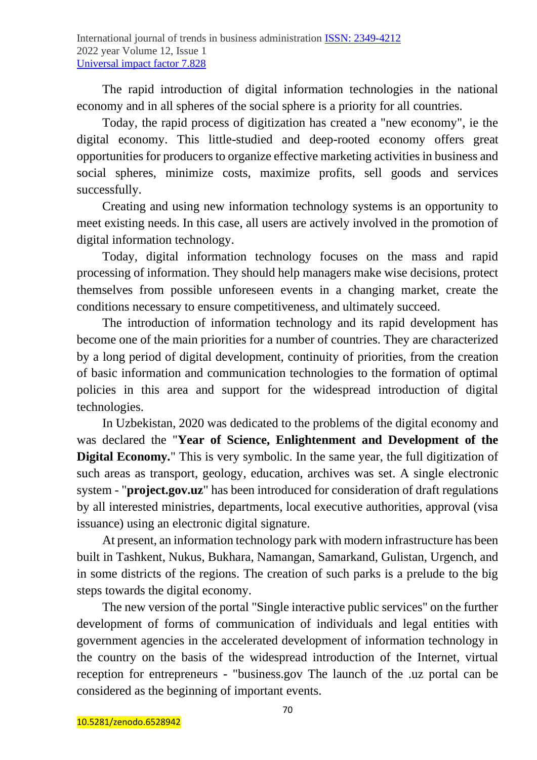The rapid introduction of digital information technologies in the national economy and in all spheres of the social sphere is a priority for all countries.

Today, the rapid process of digitization has created a "new economy", ie the digital economy. This little-studied and deep-rooted economy offers great opportunities for producers to organize effective marketing activities in business and social spheres, minimize costs, maximize profits, sell goods and services successfully.

Creating and using new information technology systems is an opportunity to meet existing needs. In this case, all users are actively involved in the promotion of digital information technology.

Today, digital information technology focuses on the mass and rapid processing of information. They should help managers make wise decisions, protect themselves from possible unforeseen events in a changing market, create the conditions necessary to ensure competitiveness, and ultimately succeed.

The introduction of information technology and its rapid development has become one of the main priorities for a number of countries. They are characterized by a long period of digital development, continuity of priorities, from the creation of basic information and communication technologies to the formation of optimal policies in this area and support for the widespread introduction of digital technologies.

In Uzbekistan, 2020 was dedicated to the problems of the digital economy and was declared the "**Year of Science, Enlightenment and Development of the Digital Economy.**" This is very symbolic. In the same year, the full digitization of such areas as transport, geology, education, archives was set. A single electronic system - "**project.gov.uz**" has been introduced for consideration of draft regulations by all interested ministries, departments, local executive authorities, approval (visa issuance) using an electronic digital signature.

At present, an information technology park with modern infrastructure has been built in Tashkent, Nukus, Bukhara, Namangan, Samarkand, Gulistan, Urgench, and in some districts of the regions. The creation of such parks is a prelude to the big steps towards the digital economy.

The new version of the portal "Single interactive public services" on the further development of forms of communication of individuals and legal entities with government agencies in the accelerated development of information technology in the country on the basis of the widespread introduction of the Internet, virtual reception for entrepreneurs - "business.gov The launch of the .uz portal can be considered as the beginning of important events.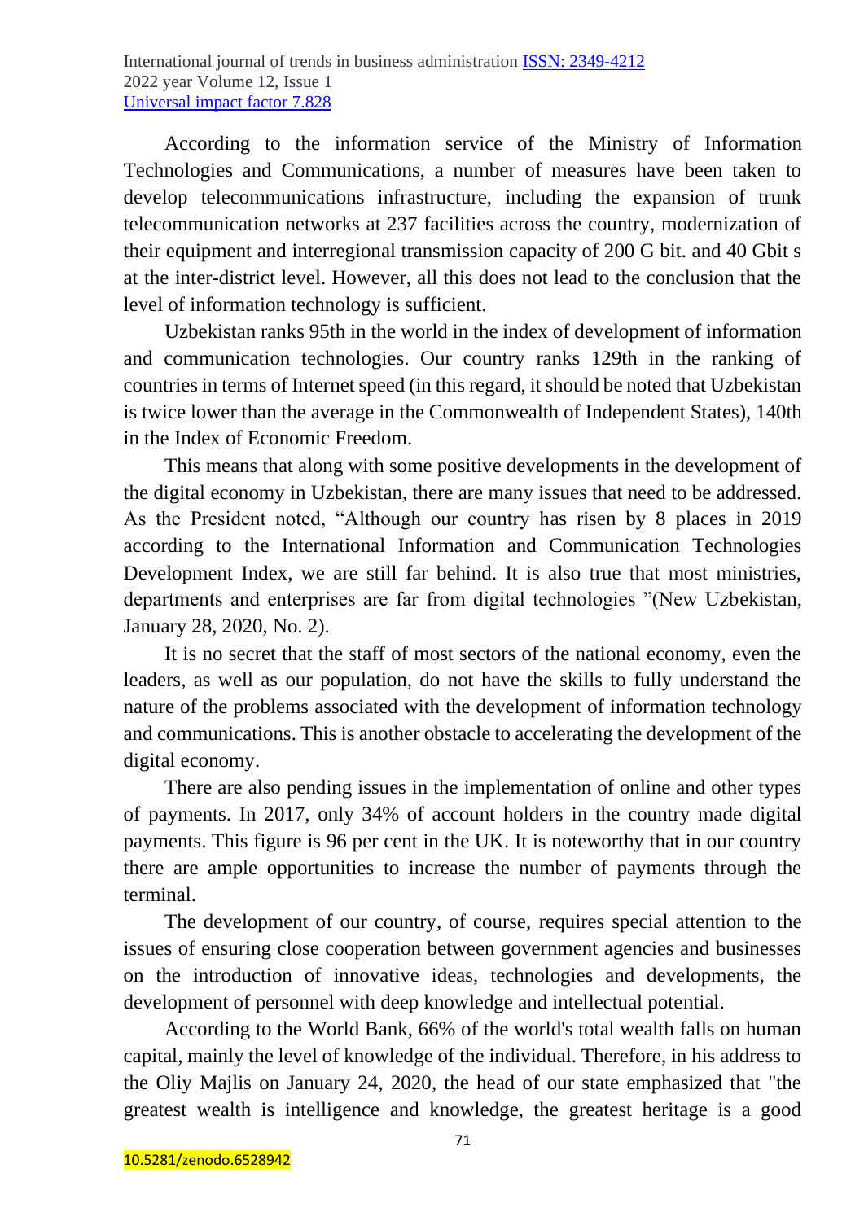According to the information service of the Ministry of Information Technologies and Communications, a number of measures have been taken to develop telecommunications infrastructure, including the expansion of trunk telecommunication networks at 237 facilities across the country, modernization of their equipment and interregional transmission capacity of 200 G bit. and 40 Gbit s at the inter-district level. However, all this does not lead to the conclusion that the level of information technology is sufficient.

Uzbekistan ranks 95th in the world in the index of development of information and communication technologies. Our country ranks 129th in the ranking of countries in terms of Internet speed (in this regard, it should be noted that Uzbekistan is twice lower than the average in the Commonwealth of Independent States), 140th in the Index of Economic Freedom.

This means that along with some positive developments in the development of the digital economy in Uzbekistan, there are many issues that need to be addressed. As the President noted, "Although our country has risen by 8 places in 2019 according to the International Information and Communication Technologies Development Index, we are still far behind. It is also true that most ministries, departments and enterprises are far from digital technologies "(New Uzbekistan, January 28, 2020, No. 2).

It is no secret that the staff of most sectors of the national economy, even the leaders, as well as our population, do not have the skills to fully understand the nature of the problems associated with the development of information technology and communications. This is another obstacle to accelerating the development of the digital economy.

There are also pending issues in the implementation of online and other types of payments. In 2017, only 34% of account holders in the country made digital payments. This figure is 96 per cent in the UK. It is noteworthy that in our country there are ample opportunities to increase the number of payments through the terminal.

The development of our country, of course, requires special attention to the issues of ensuring close cooperation between government agencies and businesses on the introduction of innovative ideas, technologies and developments, the development of personnel with deep knowledge and intellectual potential.

According to the World Bank, 66% of the world's total wealth falls on human capital, mainly the level of knowledge of the individual. Therefore, in his address to the Oliy Majlis on January 24, 2020, the head of our state emphasized that "the greatest wealth is intelligence and knowledge, the greatest heritage is a good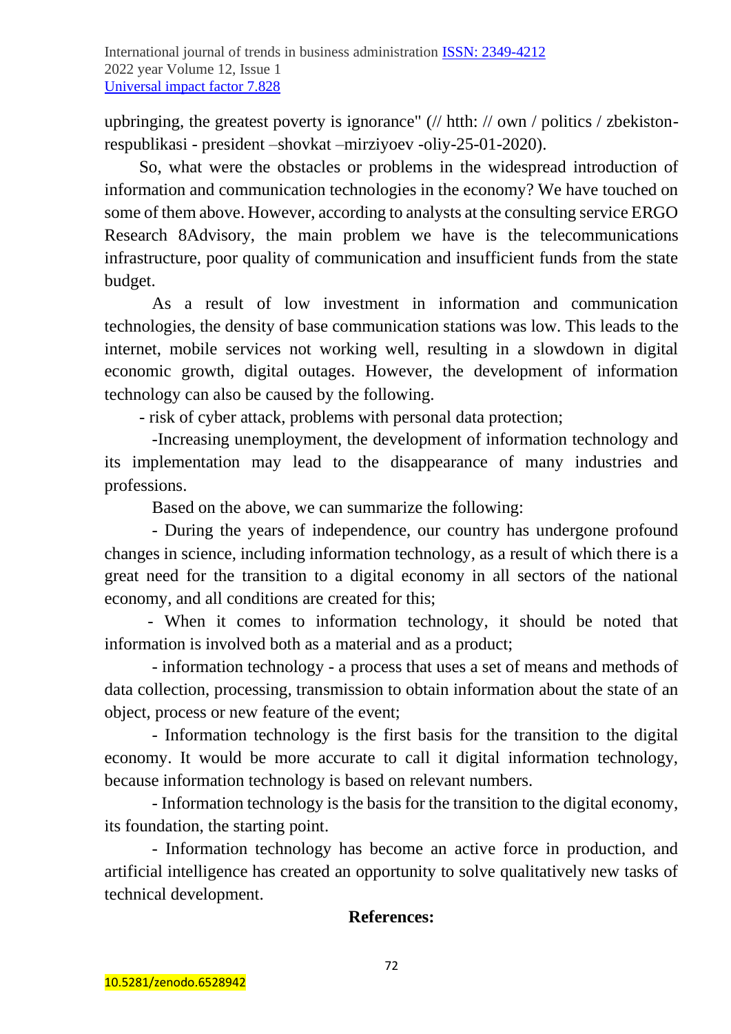upbringing, the greatest poverty is ignorance" (// htth: // own / politics / zbekiston-respublikasi - president –shovkat –mirziyoev -oliy-25-01-2020).

So, what were the obstacles or problems in the widespread introduction of information and communication technologies in the economy? We have touched on some of them above. However, according to analysts at the consulting service ERGO Research 8Advisory, the main problem we have is the telecommunications infrastructure, poor quality of communication and insufficient funds from the state budget.

As a result of low investment in information and communication technologies, the density of base communication stations was low. This leads to the internet, mobile services not working well, resulting in a slowdown in digital economic growth, digital outages. However, the development of information technology can also be caused by the following.

- risk of cyber attack, problems with personal data protection;

-Increasing unemployment, the development of information technology and its implementation may lead to the disappearance of many industries and professions.

Based on the above, we can summarize the following:

- During the years of independence, our country has undergone profound changes in science, including information technology, as a result of which there is a great need for the transition to a digital economy in all sectors of the national economy, and all conditions are created for this;

- When it comes to information technology, it should be noted that information is involved both as a material and as a product;

- information technology - a process that uses a set of means and methods of data collection, processing, transmission to obtain information about the state of an object, process or new feature of the event;

- Information technology is the first basis for the transition to the digital economy. It would be more accurate to call it digital information technology, because information technology is based on relevant numbers.

- Information technology is the basis for the transition to the digital economy, its foundation, the starting point.

- Information technology has become an active force in production, and artificial intelligence has created an opportunity to solve qualitatively new tasks of technical development.

## References:

10.5281/zenodo.6528942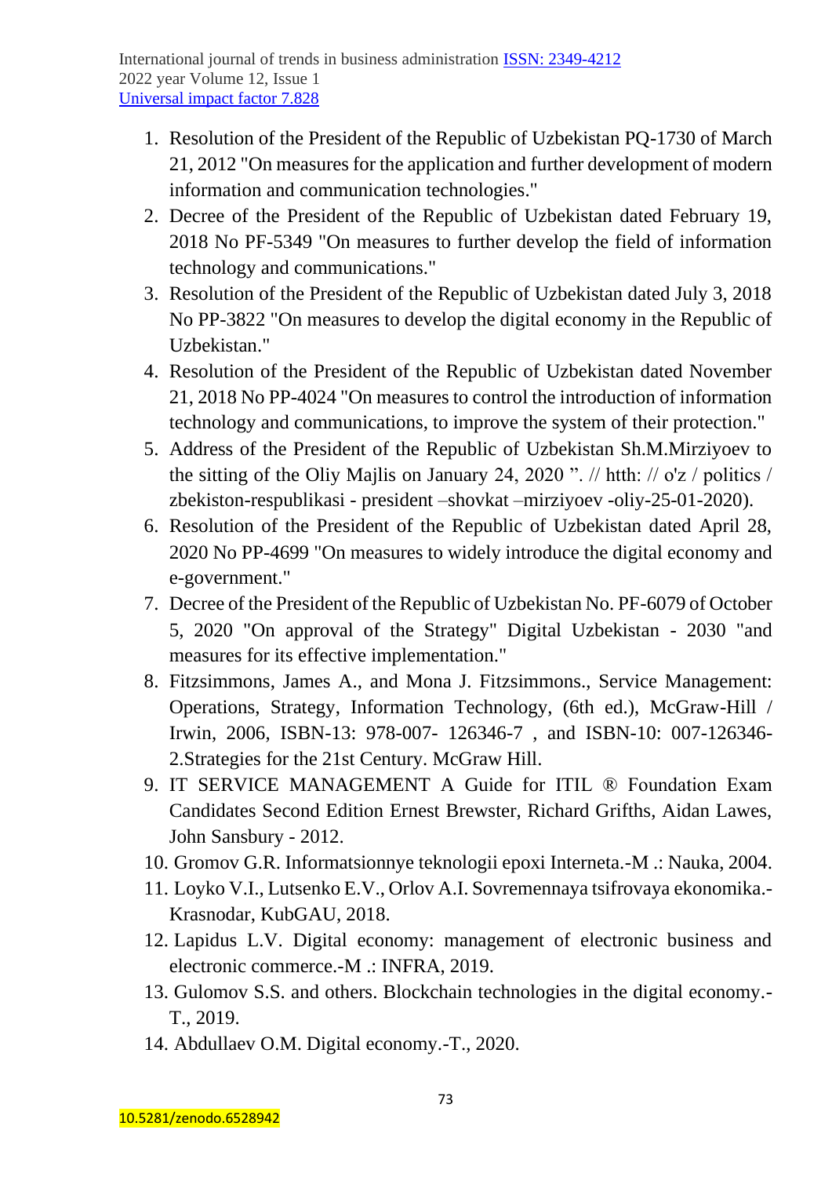1. Resolution of the President of the Republic of Uzbekistan PQ-1730 of March 21, 2012 "On measures for the application and further development of modern information and communication technologies."
2. Decree of the President of the Republic of Uzbekistan dated February 19, 2018 No PF-5349 "On measures to further develop the field of information technology and communications."
3. Resolution of the President of the Republic of Uzbekistan dated July 3, 2018 No PP-3822 "On measures to develop the digital economy in the Republic of Uzbekistan."
4. Resolution of the President of the Republic of Uzbekistan dated November 21, 2018 No PP-4024 "On measures to control the introduction of information technology and communications, to improve the system of their protection."
5. Address of the President of the Republic of Uzbekistan Sh.M.Mirziyoev to the sitting of the Oliy Majlis on January 24, 2020 ". // htth: // o'z / politics / zbekiston-respublikasi - president –shovkat –mirziyoev -oliy-25-01-2020).
6. Resolution of the President of the Republic of Uzbekistan dated April 28, 2020 No PP-4699 "On measures to widely introduce the digital economy and e-government."
7. Decree of the President of the Republic of Uzbekistan No. PF-6079 of October 5, 2020 "On approval of the Strategy" Digital Uzbekistan - 2030 "and measures for its effective implementation."
8. Fitzsimmons, James A., and Mona J. Fitzsimmons., Service Management: Operations, Strategy, Information Technology, (6th ed.), McGraw-Hill / Irwin, 2006, ISBN-13: 978-007- 126346-7 , and ISBN-10: 007-126346-2.Strategies for the 21st Century. McGraw Hill.
9. IT SERVICE MANAGEMENT A Guide for ITIL ® Foundation Exam Candidates Second Edition Ernest Brewster, Richard Grifths, Aidan Lawes, John Sansbury - 2012.
10. Gromov G.R. Informatsionnye teknologii epoxi Interneta.-M .: Nauka, 2004.
11. Loyko V.I., Lutsenko E.V., Orlov A.I. Sovremennaya tsifrovaya ekonomika.- Krasnodar, KubGAU, 2018.
12. Lapidus L.V. Digital economy: management of electronic business and electronic commerce.-M .: INFRA, 2019.
13. Gulomov S.S. and others. Blockchain technologies in the digital economy.- T., 2019.
14. Abdullaev O.M. Digital economy.-T., 2020.